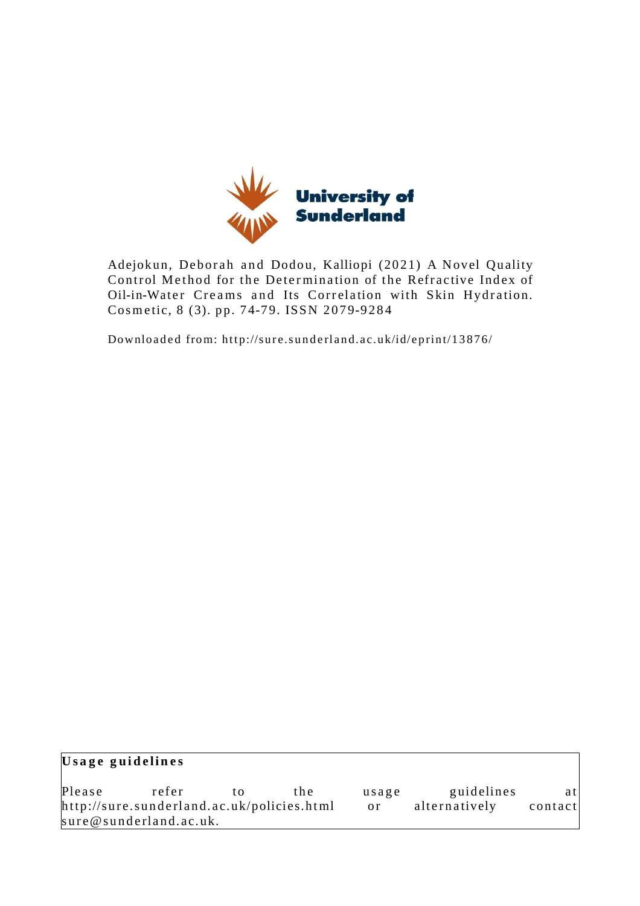University of Sunderland

Adejokun, Deborah and Dodou, Kalliopi (2021) A Novel Quality Control Method for the Determination of the Refractive Index of Oil-in-Water Creams and Its Correlation with Skin Hydration. Cosmetic, 8 (3). pp. 74-79. ISSN 2079-9284

Downloaded from: http://sure.sunderland.ac.uk/id/eprint/13876/

**Usage guidelines**

Please refer to the usage guidelines at http://sure.sunderland.ac.uk/policies.html or alternatively contact sure@sunderland.ac.uk.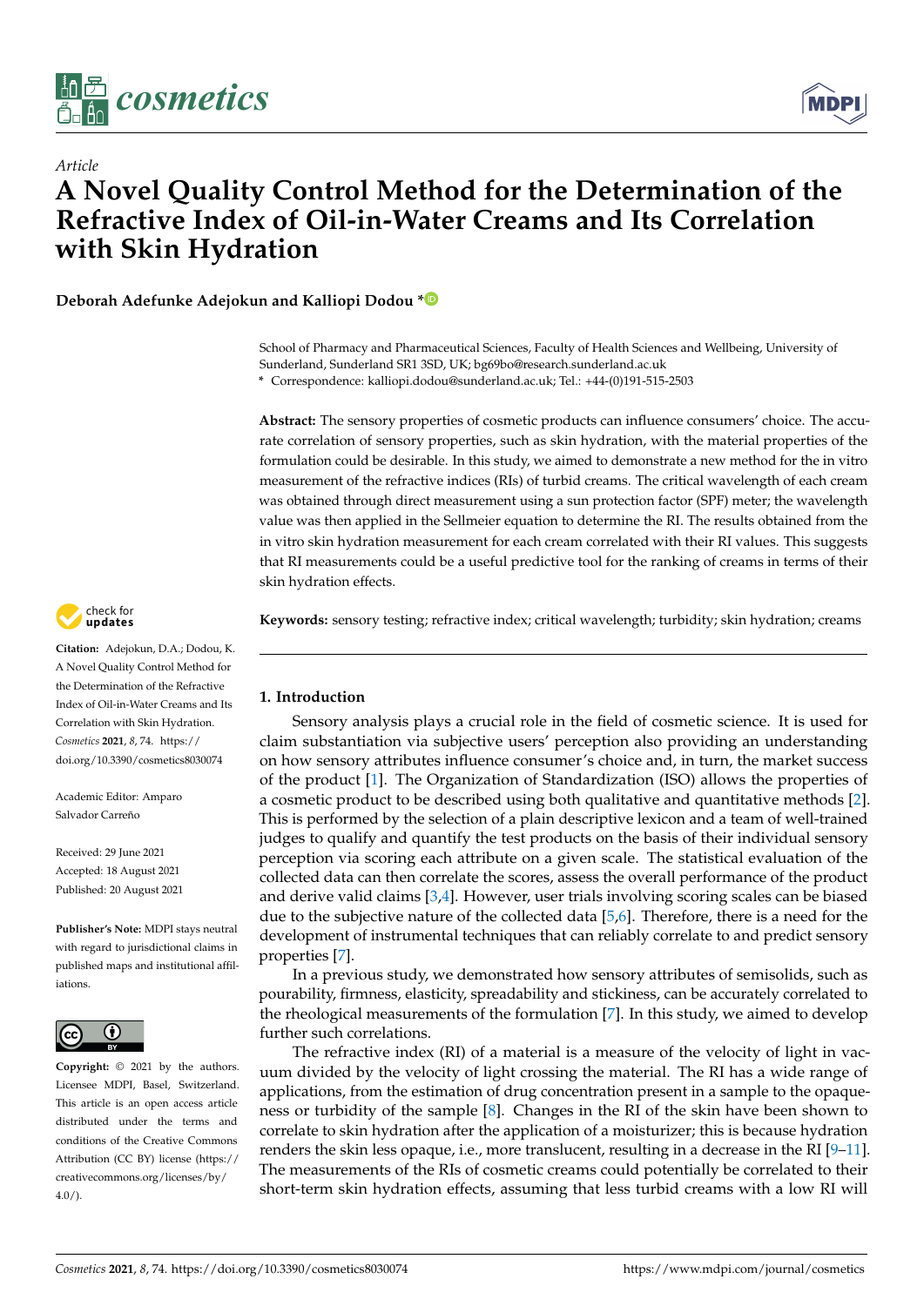# A Novel Quality Control Method for the Determination of the Refractive Index of Oil-in-Water Creams and Its Correlation with Skin Hydration

*Article*

**Deborah Adefunke Adejokun and Kalliopi Dodou ***

School of Pharmacy and Pharmaceutical Sciences, Faculty of Health Sciences and Wellbeing, University of Sunderland, Sunderland SR1 3SD, UK; bg69bo@research.sunderland.ac.uk

* Correspondence: kalliopi.dodou@sunderland.ac.uk; Tel.: +44-(0)191-515-2503

**Abstract:** The sensory properties of cosmetic products can influence consumers' choice. The accurate correlation of sensory properties, such as skin hydration, with the material properties of the formulation could be desirable. In this study, we aimed to demonstrate a new method for the in vitro measurement of the refractive indices (RIs) of turbid creams. The critical wavelength of each cream was obtained through direct measurement using a sun protection factor (SPF) meter; the wavelength value was then applied in the Sellmeier equation to determine the RI. The results obtained from the in vitro skin hydration measurement for each cream correlated with their RI values. This suggests that RI measurements could be a useful predictive tool for the ranking of creams in terms of their skin hydration effects.

**Keywords:** sensory testing; refractive index; critical wavelength; turbidity; skin hydration; creams

**Citation:** Adejokun, D.A.; Dodou, K. A Novel Quality Control Method for the Determination of the Refractive Index of Oil-in-Water Creams and Its Correlation with Skin Hydration. *Cosmetics* **2021**, *8*, 74. https://doi.org/10.3390/cosmetics8030074

Academic Editor: Amparo Salvador Carreño

Received: 29 June 2021
Accepted: 18 August 2021
Published: 20 August 2021

**Publisher's Note:** MDPI stays neutral with regard to jurisdictional claims in published maps and institutional affiliations.

**Copyright:** © 2021 by the authors. Licensee MDPI, Basel, Switzerland. This article is an open access article distributed under the terms and conditions of the Creative Commons Attribution (CC BY) license (https://creativecommons.org/licenses/by/4.0/).

## 1. Introduction

Sensory analysis plays a crucial role in the field of cosmetic science. It is used for claim substantiation via subjective users' perception also providing an understanding on how sensory attributes influence consumer's choice and, in turn, the market success of the product [1]. The Organization of Standardization (ISO) allows the properties of a cosmetic product to be described using both qualitative and quantitative methods [2]. This is performed by the selection of a plain descriptive lexicon and a team of well-trained judges to qualify and quantify the test products on the basis of their individual sensory perception via scoring each attribute on a given scale. The statistical evaluation of the collected data can then correlate the scores, assess the overall performance of the product and derive valid claims [3,4]. However, user trials involving scoring scales can be biased due to the subjective nature of the collected data [5,6]. Therefore, there is a need for the development of instrumental techniques that can reliably correlate to and predict sensory properties [7].

In a previous study, we demonstrated how sensory attributes of semisolids, such as pourability, firmness, elasticity, spreadability and stickiness, can be accurately correlated to the rheological measurements of the formulation [7]. In this study, we aimed to develop further such correlations.

The refractive index (RI) of a material is a measure of the velocity of light in vacuum divided by the velocity of light crossing the material. The RI has a wide range of applications, from the estimation of drug concentration present in a sample to the opaqueness or turbidity of the sample [8]. Changes in the RI of the skin have been shown to correlate to skin hydration after the application of a moisturizer; this is because hydration renders the skin less opaque, i.e., more translucent, resulting in a decrease in the RI [9–11]. The measurements of the RIs of cosmetic creams could potentially be correlated to their short-term skin hydration effects, assuming that less turbid creams with a low RI will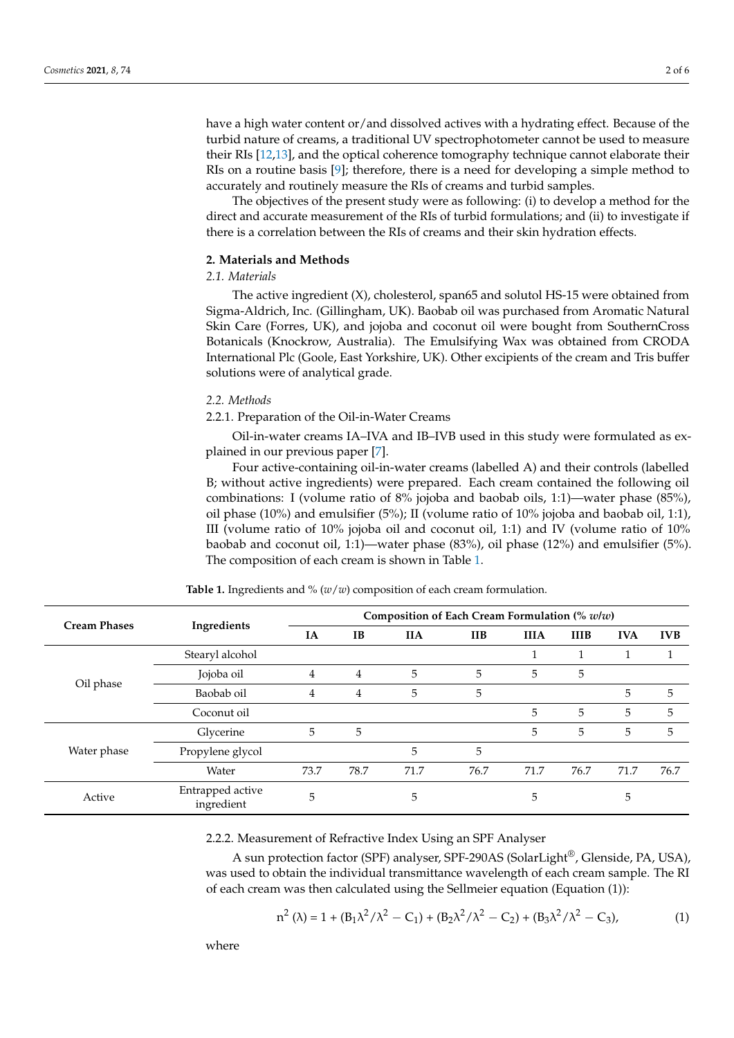have a high water content or/and dissolved actives with a hydrating effect. Because of the turbid nature of creams, a traditional UV spectrophotometer cannot be used to measure their RIs [12,13], and the optical coherence tomography technique cannot elaborate their RIs on a routine basis [9]; therefore, there is a need for developing a simple method to accurately and routinely measure the RIs of creams and turbid samples.

The objectives of the present study were as following: (i) to develop a method for the direct and accurate measurement of the RIs of turbid formulations; and (ii) to investigate if there is a correlation between the RIs of creams and their skin hydration effects.

## 2. Materials and Methods

### 2.1. Materials

The active ingredient (X), cholesterol, span65 and solutol HS-15 were obtained from Sigma-Aldrich, Inc. (Gillingham, UK). Baobab oil was purchased from Aromatic Natural Skin Care (Forres, UK), and jojoba and coconut oil were bought from SouthernCross Botanicals (Knockrow, Australia). The Emulsifying Wax was obtained from CRODA International Plc (Goole, East Yorkshire, UK). Other excipients of the cream and Tris buffer solutions were of analytical grade.

### 2.2. Methods

#### 2.2.1. Preparation of the Oil-in-Water Creams

Oil-in-water creams IA–IVA and IB–IVB used in this study were formulated as explained in our previous paper [7].

Four active-containing oil-in-water creams (labelled A) and their controls (labelled B; without active ingredients) were prepared. Each cream contained the following oil combinations: I (volume ratio of 8% jojoba and baobab oils, 1:1)—water phase (85%), oil phase (10%) and emulsifier (5%); II (volume ratio of 10% jojoba and baobab oil, 1:1), III (volume ratio of 10% jojoba oil and coconut oil, 1:1) and IV (volume ratio of 10% baobab and coconut oil, 1:1)—water phase (83%), oil phase (12%) and emulsifier (5%). The composition of each cream is shown in Table 1.

**Table 1.** Ingredients and % (*w*/*w*) composition of each cream formulation.

| Cream Phases | Ingredients | Composition of Each Cream Formulation (% *w*/*w*) | | | | | | | |
|---|---|---|---|---|---|---|---|---|---|
| | | IA | IB | IIA | IIB | IIIA | IIIB | IVA | IVB |
| Oil phase | Stearyl alcohol | | | | | 1 | 1 | 1 | 1 |
| | Jojoba oil | 4 | 4 | 5 | 5 | 5 | 5 | | |
| | Baobab oil | 4 | 4 | 5 | 5 | | | 5 | 5 |
| | Coconut oil | | | | | 5 | 5 | 5 | 5 |
| Water phase | Glycerine | 5 | 5 | | | 5 | 5 | 5 | 5 |
| | Propylene glycol | | | 5 | 5 | | | | |
| | Water | 73.7 | 78.7 | 71.7 | 76.7 | 71.7 | 76.7 | 71.7 | 76.7 |
| Active | Entrapped active ingredient | 5 | | 5 | | 5 | | 5 | |

#### 2.2.2. Measurement of Refractive Index Using an SPF Analyser

A sun protection factor (SPF) analyser, SPF-290AS (SolarLight®, Glenside, PA, USA), was used to obtain the individual transmittance wavelength of each cream sample. The RI of each cream was then calculated using the Sellmeier equation (Equation (1)):

$$n^2(\lambda) = 1 + (B_1\lambda^2/\lambda^2 - C_1) + (B_2\lambda^2/\lambda^2 - C_2) + (B_3\lambda^2/\lambda^2 - C_3), \quad (1)$$

where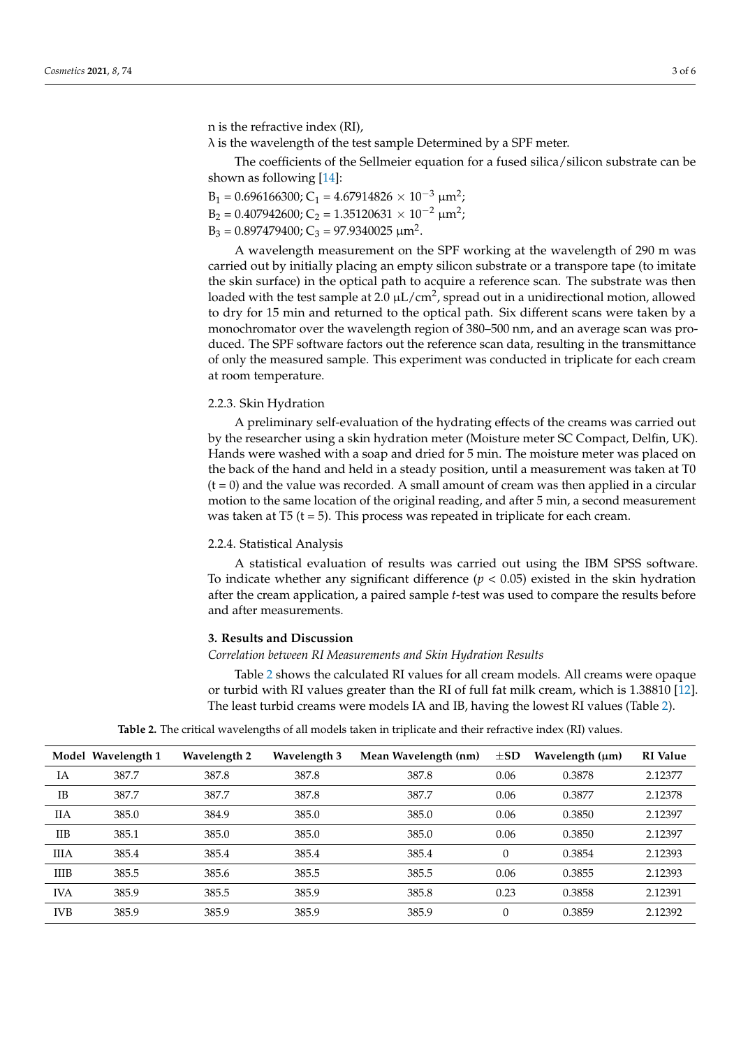n is the refractive index (RI),

λ is the wavelength of the test sample Determined by a SPF meter.

The coefficients of the Sellmeier equation for a fused silica/silicon substrate can be shown as following [14]:

$B_1 = 0.696166300$; $C_1 = 4.67914826 \times 10^{-3}\ \mu m^2$;

$B_2 = 0.407942600$; $C_2 = 1.35120631 \times 10^{-2}\ \mu m^2$;

$B_3 = 0.897479400$; $C_3 = 97.9340025\ \mu m^2$.

A wavelength measurement on the SPF working at the wavelength of 290 m was carried out by initially placing an empty silicon substrate or a transpore tape (to imitate the skin surface) in the optical path to acquire a reference scan. The substrate was then loaded with the test sample at 2.0 $\mu L/cm^2$, spread out in a unidirectional motion, allowed to dry for 15 min and returned to the optical path. Six different scans were taken by a monochromator over the wavelength region of 380–500 nm, and an average scan was produced. The SPF software factors out the reference scan data, resulting in the transmittance of only the measured sample. This experiment was conducted in triplicate for each cream at room temperature.

### 2.2.3. Skin Hydration

A preliminary self-evaluation of the hydrating effects of the creams was carried out by the researcher using a skin hydration meter (Moisture meter SC Compact, Delfin, UK). Hands were washed with a soap and dried for 5 min. The moisture meter was placed on the back of the hand and held in a steady position, until a measurement was taken at T0 (t = 0) and the value was recorded. A small amount of cream was then applied in a circular motion to the same location of the original reading, and after 5 min, a second measurement was taken at T5 (t = 5). This process was repeated in triplicate for each cream.

### 2.2.4. Statistical Analysis

A statistical evaluation of results was carried out using the IBM SPSS software. To indicate whether any significant difference ($p < 0.05$) existed in the skin hydration after the cream application, a paired sample *t*-test was used to compare the results before and after measurements.

## 3. Results and Discussion

*Correlation between RI Measurements and Skin Hydration Results*

Table 2 shows the calculated RI values for all cream models. All creams were opaque or turbid with RI values greater than the RI of full fat milk cream, which is 1.38810 [12]. The least turbid creams were models IA and IB, having the lowest RI values (Table 2).

**Table 2.** The critical wavelengths of all models taken in triplicate and their refractive index (RI) values.

| Model | Wavelength 1 | Wavelength 2 | Wavelength 3 | Mean Wavelength (nm) | ±SD | Wavelength (μm) | RI Value |
|---|---|---|---|---|---|---|---|
| IA | 387.7 | 387.8 | 387.8 | 387.8 | 0.06 | 0.3878 | 2.12377 |
| IB | 387.7 | 387.7 | 387.8 | 387.7 | 0.06 | 0.3877 | 2.12378 |
| IIA | 385.0 | 384.9 | 385.0 | 385.0 | 0.06 | 0.3850 | 2.12397 |
| IIB | 385.1 | 385.0 | 385.0 | 385.0 | 0.06 | 0.3850 | 2.12397 |
| IIIA | 385.4 | 385.4 | 385.4 | 385.4 | 0 | 0.3854 | 2.12393 |
| IIIB | 385.5 | 385.6 | 385.5 | 385.5 | 0.06 | 0.3855 | 2.12393 |
| IVA | 385.9 | 385.5 | 385.9 | 385.8 | 0.23 | 0.3858 | 2.12391 |
| IVB | 385.9 | 385.9 | 385.9 | 385.9 | 0 | 0.3859 | 2.12392 |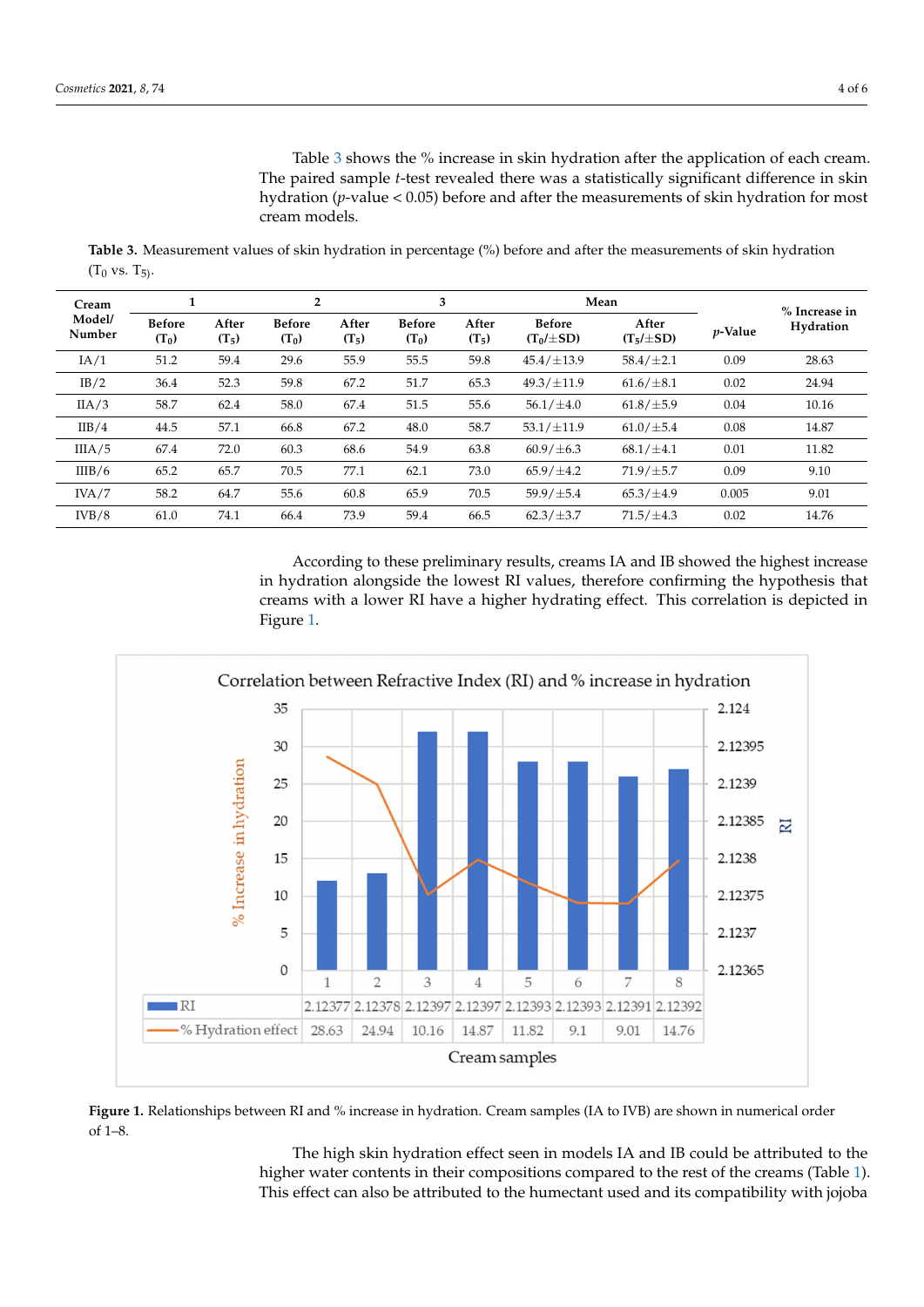Table 3 shows the % increase in skin hydration after the application of each cream. The paired sample *t*-test revealed there was a statistically significant difference in skin hydration (*p*-value $< 0.05$) before and after the measurements of skin hydration for most cream models.

**Table 3.** Measurement values of skin hydration in percentage (%) before and after the measurements of skin hydration ($T_0$ vs. $T_5$).

| Cream Model/Number | 1 | | 2 | | 3 | | Mean | | *p*-Value | % Increase in Hydration |
|---|---|---|---|---|---|---|---|---|---|---|
| | Before ($T_0$) | After ($T_5$) | Before ($T_0$) | After ($T_5$) | Before ($T_0$) | After ($T_5$) | Before ($T_0$/±SD) | After ($T_5$/±SD) | | |
| IA/1 | 51.2 | 59.4 | 29.6 | 55.9 | 55.5 | 59.8 | 45.4/±13.9 | 58.4/±2.1 | 0.09 | 28.63 |
| IB/2 | 36.4 | 52.3 | 59.8 | 67.2 | 51.7 | 65.3 | 49.3/±11.9 | 61.6/±8.1 | 0.02 | 24.94 |
| IIA/3 | 58.7 | 62.4 | 58.0 | 67.4 | 51.5 | 55.6 | 56.1/±4.0 | 61.8/±5.9 | 0.04 | 10.16 |
| IIB/4 | 44.5 | 57.1 | 66.8 | 67.2 | 48.0 | 58.7 | 53.1/±11.9 | 61.0/±5.4 | 0.08 | 14.87 |
| IIIA/5 | 67.4 | 72.0 | 60.3 | 68.6 | 54.9 | 63.8 | 60.9/±6.3 | 68.1/±4.1 | 0.01 | 11.82 |
| IIIB/6 | 65.2 | 65.7 | 70.5 | 77.1 | 62.1 | 73.0 | 65.9/±4.2 | 71.9/±5.7 | 0.09 | 9.10 |
| IVA/7 | 58.2 | 64.7 | 55.6 | 60.8 | 65.9 | 70.5 | 59.9/±5.4 | 65.3/±4.9 | 0.005 | 9.01 |
| IVB/8 | 61.0 | 74.1 | 66.4 | 73.9 | 59.4 | 66.5 | 62.3/±3.7 | 71.5/±4.3 | 0.02 | 14.76 |

According to these preliminary results, creams IA and IB showed the highest increase in hydration alongside the lowest RI values, therefore confirming the hypothesis that creams with a lower RI have a higher hydrating effect. This correlation is depicted in Figure 1.

**Figure 1.** Relationships between RI and % increase in hydration. Cream samples (IA to IVB) are shown in numerical order of 1–8.

The high skin hydration effect seen in models IA and IB could be attributed to the higher water contents in their compositions compared to the rest of the creams (Table 1). This effect can also be attributed to the humectant used and its compatibility with jojoba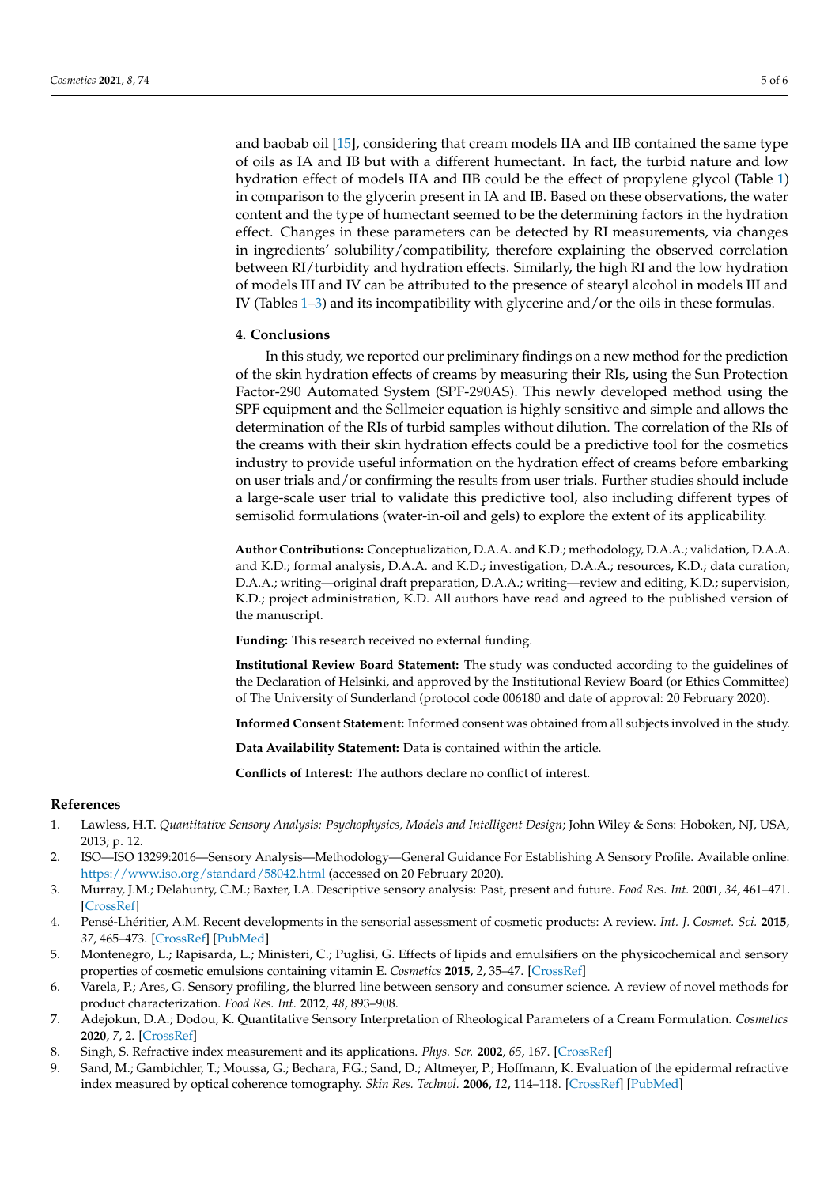and baobab oil [15], considering that cream models IIA and IIB contained the same type of oils as IA and IB but with a different humectant. In fact, the turbid nature and low hydration effect of models IIA and IIB could be the effect of propylene glycol (Table 1) in comparison to the glycerin present in IA and IB. Based on these observations, the water content and the type of humectant seemed to be the determining factors in the hydration effect. Changes in these parameters can be detected by RI measurements, via changes in ingredients' solubility/compatibility, therefore explaining the observed correlation between RI/turbidity and hydration effects. Similarly, the high RI and the low hydration of models III and IV can be attributed to the presence of stearyl alcohol in models III and IV (Tables 1–3) and its incompatibility with glycerine and/or the oils in these formulas.

## 4. Conclusions

In this study, we reported our preliminary findings on a new method for the prediction of the skin hydration effects of creams by measuring their RIs, using the Sun Protection Factor-290 Automated System (SPF-290AS). This newly developed method using the SPF equipment and the Sellmeier equation is highly sensitive and simple and allows the determination of the RIs of turbid samples without dilution. The correlation of the RIs of the creams with their skin hydration effects could be a predictive tool for the cosmetics industry to provide useful information on the hydration effect of creams before embarking on user trials and/or confirming the results from user trials. Further studies should include a large-scale user trial to validate this predictive tool, also including different types of semisolid formulations (water-in-oil and gels) to explore the extent of its applicability.

**Author Contributions:** Conceptualization, D.A.A. and K.D.; methodology, D.A.A.; validation, D.A.A. and K.D.; formal analysis, D.A.A. and K.D.; investigation, D.A.A.; resources, K.D.; data curation, D.A.A.; writing—original draft preparation, D.A.A.; writing—review and editing, K.D.; supervision, K.D.; project administration, K.D. All authors have read and agreed to the published version of the manuscript.

**Funding:** This research received no external funding.

**Institutional Review Board Statement:** The study was conducted according to the guidelines of the Declaration of Helsinki, and approved by the Institutional Review Board (or Ethics Committee) of The University of Sunderland (protocol code 006180 and date of approval: 20 February 2020).

**Informed Consent Statement:** Informed consent was obtained from all subjects involved in the study.

**Data Availability Statement:** Data is contained within the article.

**Conflicts of Interest:** The authors declare no conflict of interest.

## References

1. Lawless, H.T. *Quantitative Sensory Analysis: Psychophysics, Models and Intelligent Design*; John Wiley & Sons: Hoboken, NJ, USA, 2013; p. 12.
2. ISO—ISO 13299:2016—Sensory Analysis—Methodology—General Guidance For Establishing A Sensory Profile. Available online: https://www.iso.org/standard/58042.html (accessed on 20 February 2020).
3. Murray, J.M.; Delahunty, C.M.; Baxter, I.A. Descriptive sensory analysis: Past, present and future. *Food Res. Int.* **2001**, *34*, 461–471. [CrossRef]
4. Pensé-Lhéritier, A.M. Recent developments in the sensorial assessment of cosmetic products: A review. *Int. J. Cosmet. Sci.* **2015**, *37*, 465–473. [CrossRef] [PubMed]
5. Montenegro, L.; Rapisarda, L.; Ministeri, C.; Puglisi, G. Effects of lipids and emulsifiers on the physicochemical and sensory properties of cosmetic emulsions containing vitamin E. *Cosmetics* **2015**, *2*, 35–47. [CrossRef]
6. Varela, P.; Ares, G. Sensory profiling, the blurred line between sensory and consumer science. A review of novel methods for product characterization. *Food Res. Int.* **2012**, *48*, 893–908.
7. Adejokun, D.A.; Dodou, K. Quantitative Sensory Interpretation of Rheological Parameters of a Cream Formulation. *Cosmetics* **2020**, *7*, 2. [CrossRef]
8. Singh, S. Refractive index measurement and its applications. *Phys. Scr.* **2002**, *65*, 167. [CrossRef]
9. Sand, M.; Gambichler, T.; Moussa, G.; Bechara, F.G.; Sand, D.; Altmeyer, P.; Hoffmann, K. Evaluation of the epidermal refractive index measured by optical coherence tomography. *Skin Res. Technol.* **2006**, *12*, 114–118. [CrossRef] [PubMed]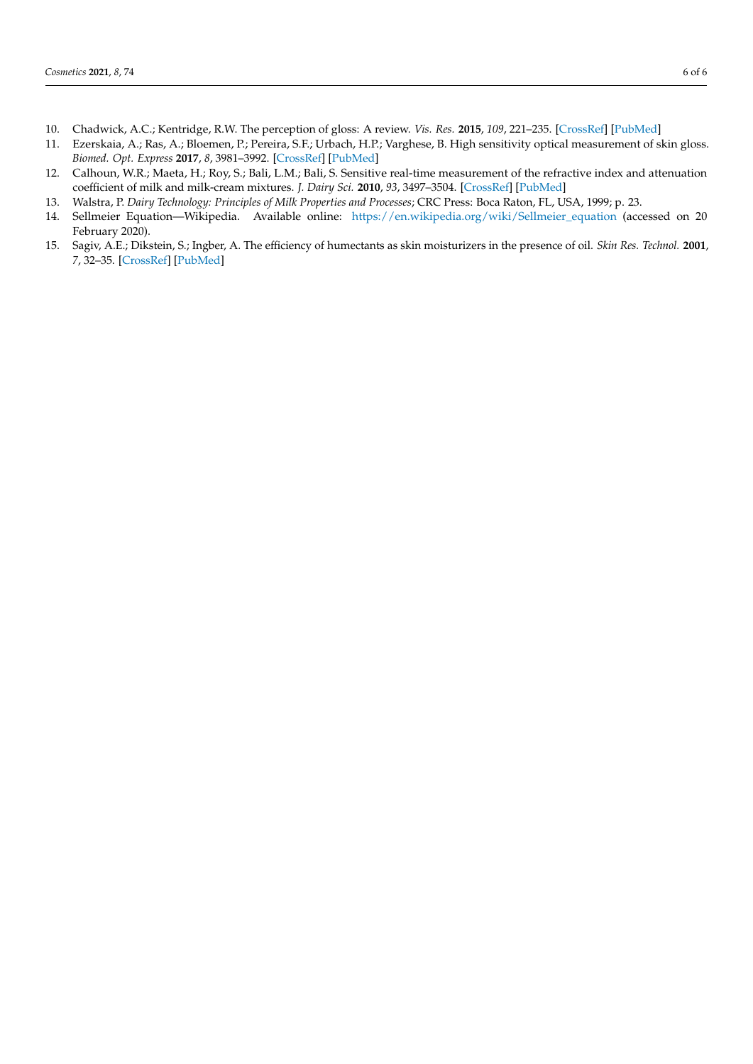10. Chadwick, A.C.; Kentridge, R.W. The perception of gloss: A review. *Vis. Res.* **2015**, *109*, 221–235. [CrossRef] [PubMed]
11. Ezerskaia, A.; Ras, A.; Bloemen, P.; Pereira, S.F.; Urbach, H.P.; Varghese, B. High sensitivity optical measurement of skin gloss. *Biomed. Opt. Express* **2017**, *8*, 3981–3992. [CrossRef] [PubMed]
12. Calhoun, W.R.; Maeta, H.; Roy, S.; Bali, L.M.; Bali, S. Sensitive real-time measurement of the refractive index and attenuation coefficient of milk and milk-cream mixtures. *J. Dairy Sci.* **2010**, *93*, 3497–3504. [CrossRef] [PubMed]
13. Walstra, P. *Dairy Technology: Principles of Milk Properties and Processes*; CRC Press: Boca Raton, FL, USA, 1999; p. 23.
14. Sellmeier Equation—Wikipedia. Available online: https://en.wikipedia.org/wiki/Sellmeier_equation (accessed on 20 February 2020).
15. Sagiv, A.E.; Dikstein, S.; Ingber, A. The efficiency of humectants as skin moisturizers in the presence of oil. *Skin Res. Technol.* **2001**, *7*, 32–35. [CrossRef] [PubMed]